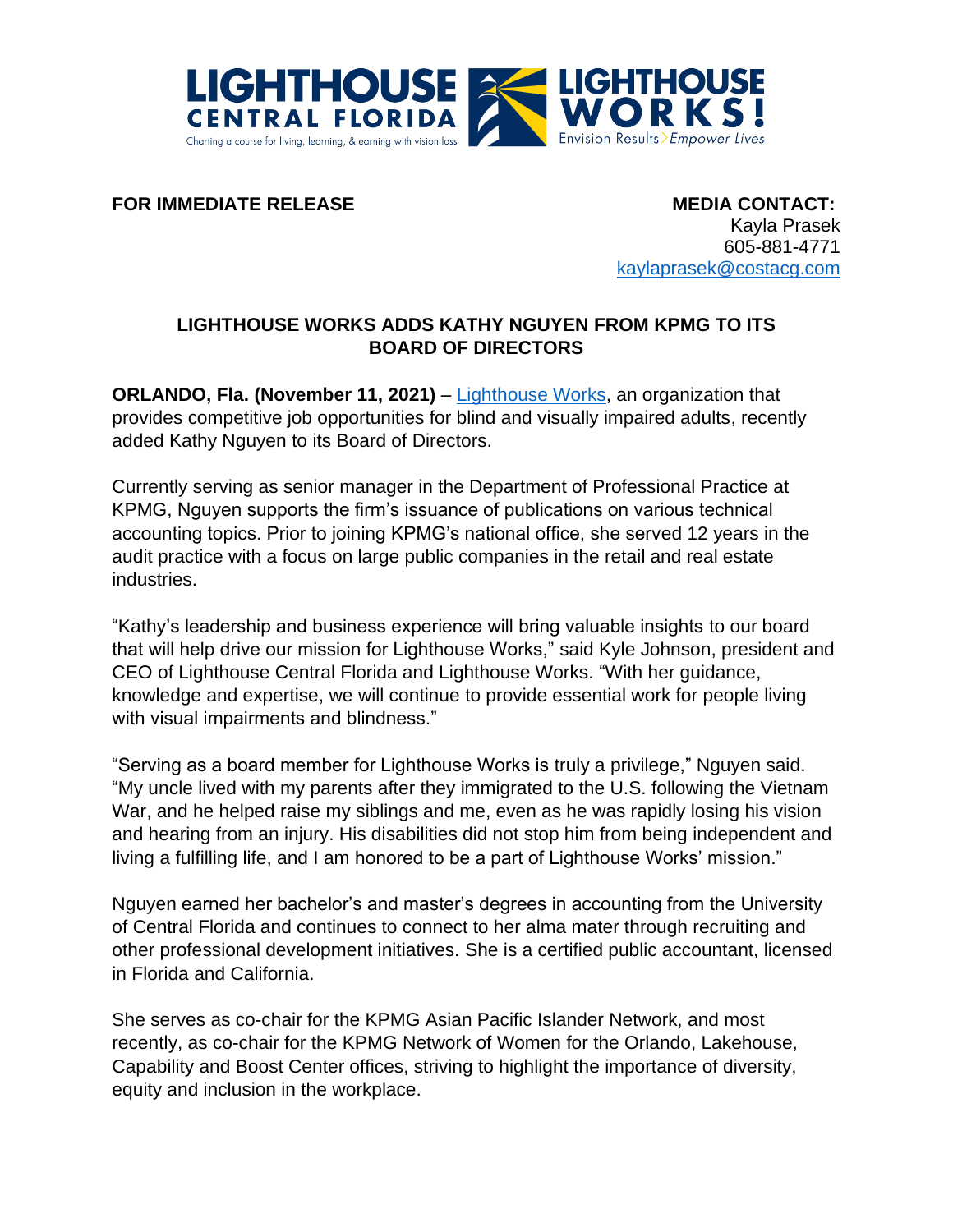**FOR IMMEDIATE RELEASE**

**MEDIA CONTACT:**
Kayla Prasek
605-881-4771
kaylaprasek@costacg.com

## LIGHTHOUSE WORKS ADDS KATHY NGUYEN FROM KPMG TO ITS BOARD OF DIRECTORS

**ORLANDO, Fla. (November 11, 2021)** – Lighthouse Works, an organization that provides competitive job opportunities for blind and visually impaired adults, recently added Kathy Nguyen to its Board of Directors.

Currently serving as senior manager in the Department of Professional Practice at KPMG, Nguyen supports the firm's issuance of publications on various technical accounting topics. Prior to joining KPMG's national office, she served 12 years in the audit practice with a focus on large public companies in the retail and real estate industries.

"Kathy's leadership and business experience will bring valuable insights to our board that will help drive our mission for Lighthouse Works," said Kyle Johnson, president and CEO of Lighthouse Central Florida and Lighthouse Works. "With her guidance, knowledge and expertise, we will continue to provide essential work for people living with visual impairments and blindness."

"Serving as a board member for Lighthouse Works is truly a privilege," Nguyen said. "My uncle lived with my parents after they immigrated to the U.S. following the Vietnam War, and he helped raise my siblings and me, even as he was rapidly losing his vision and hearing from an injury. His disabilities did not stop him from being independent and living a fulfilling life, and I am honored to be a part of Lighthouse Works' mission."

Nguyen earned her bachelor's and master's degrees in accounting from the University of Central Florida and continues to connect to her alma mater through recruiting and other professional development initiatives. She is a certified public accountant, licensed in Florida and California.

She serves as co-chair for the KPMG Asian Pacific Islander Network, and most recently, as co-chair for the KPMG Network of Women for the Orlando, Lakehouse, Capability and Boost Center offices, striving to highlight the importance of diversity, equity and inclusion in the workplace.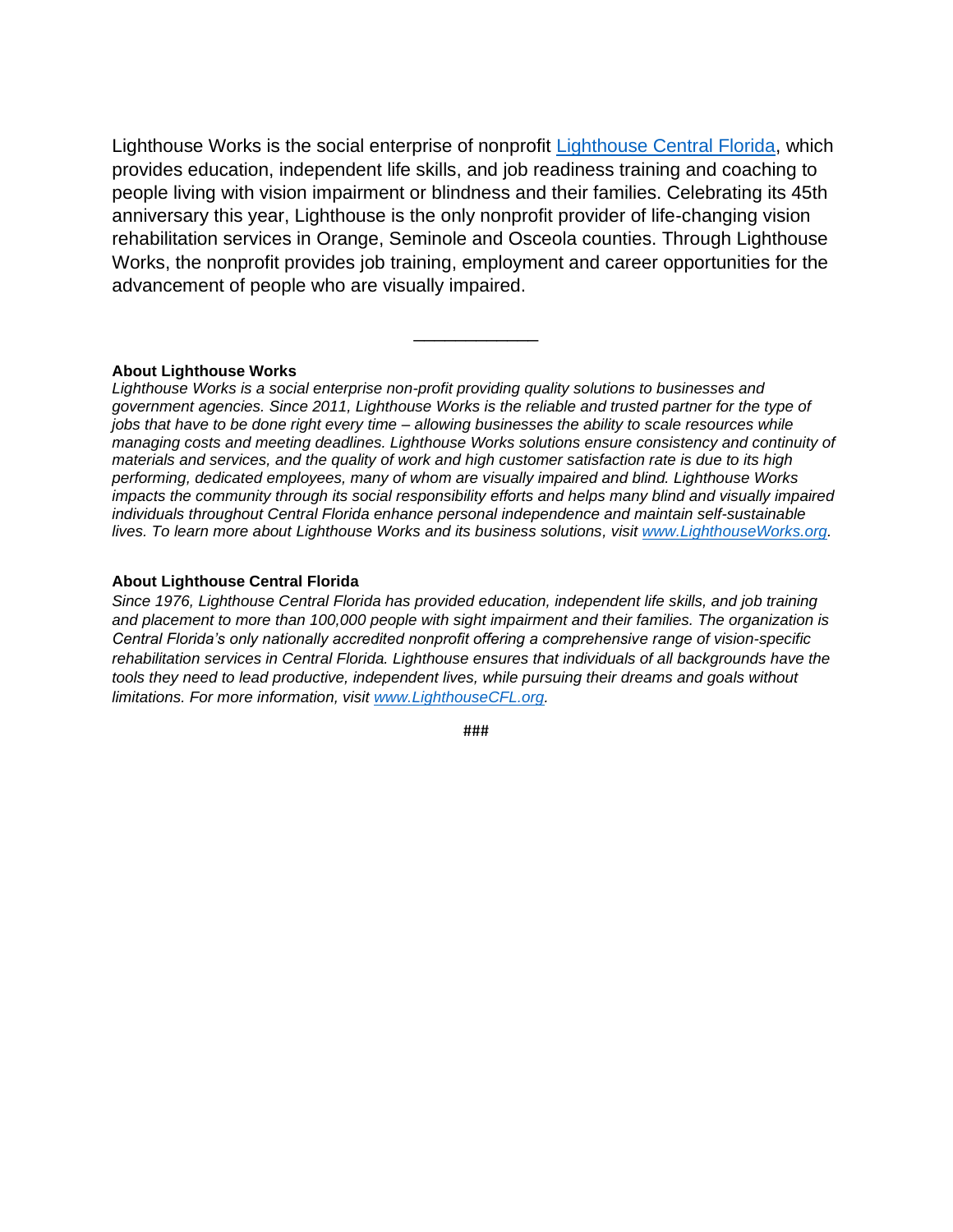Lighthouse Works is the social enterprise of nonprofit [Lighthouse Central Florida](), which provides education, independent life skills, and job readiness training and coaching to people living with vision impairment or blindness and their families. Celebrating its 45th anniversary this year, Lighthouse is the only nonprofit provider of life-changing vision rehabilitation services in Orange, Seminole and Osceola counties. Through Lighthouse Works, the nonprofit provides job training, employment and career opportunities for the advancement of people who are visually impaired.

___________

**About Lighthouse Works**
*Lighthouse Works is a social enterprise non-profit providing quality solutions to businesses and government agencies. Since 2011, Lighthouse Works is the reliable and trusted partner for the type of jobs that have to be done right every time – allowing businesses the ability to scale resources while managing costs and meeting deadlines. Lighthouse Works solutions ensure consistency and continuity of materials and services, and the quality of work and high customer satisfaction rate is due to its high performing, dedicated employees, many of whom are visually impaired and blind. Lighthouse Works impacts the community through its social responsibility efforts and helps many blind and visually impaired individuals throughout Central Florida enhance personal independence and maintain self-sustainable lives. To learn more about Lighthouse Works and its business solutions, visit www.LighthouseWorks.org.*

**About Lighthouse Central Florida**
*Since 1976, Lighthouse Central Florida has provided education, independent life skills, and job training and placement to more than 100,000 people with sight impairment and their families. The organization is Central Florida's only nationally accredited nonprofit offering a comprehensive range of vision-specific rehabilitation services in Central Florida. Lighthouse ensures that individuals of all backgrounds have the tools they need to lead productive, independent lives, while pursuing their dreams and goals without limitations. For more information, visit www.LighthouseCFL.org.*

###